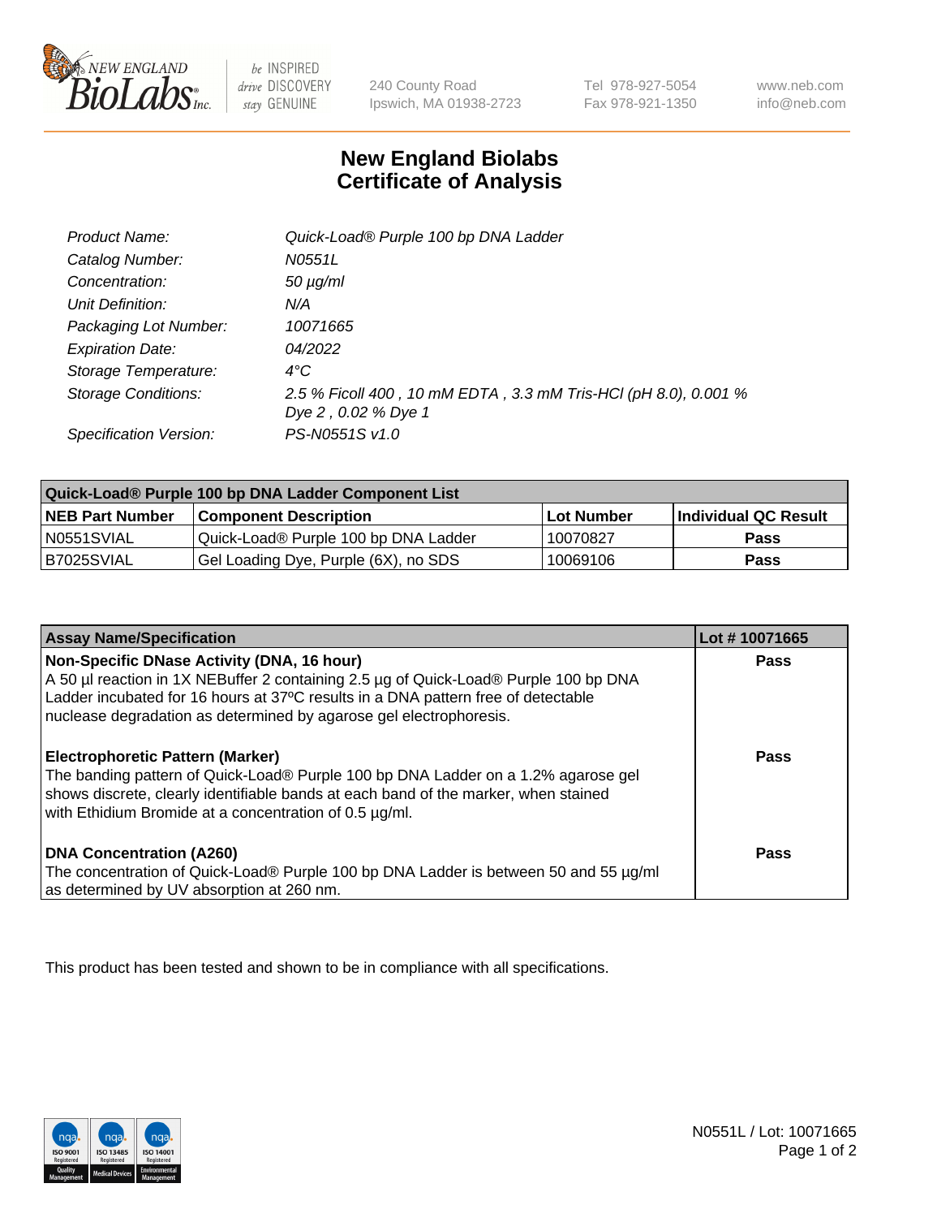# New England Biolabs
## Certificate of Analysis

| | |
|---|---|
| *Product Name:* | *Quick-Load® Purple 100 bp DNA Ladder* |
| *Catalog Number:* | *N0551L* |
| *Concentration:* | *50 µg/ml* |
| *Unit Definition:* | *N/A* |
| *Packaging Lot Number:* | *10071665* |
| *Expiration Date:* | *04/2022* |
| *Storage Temperature:* | *4°C* |
| *Storage Conditions:* | *2.5 % Ficoll 400 , 10 mM EDTA , 3.3 mM Tris-HCl (pH 8.0), 0.001 % Dye 2 , 0.02 % Dye 1* |
| *Specification Version:* | *PS-N0551S v1.0* |

| **Quick-Load® Purple 100 bp DNA Ladder Component List** | | | |
|---|---|---|---|
| **NEB Part Number** | **Component Description** | **Lot Number** | **Individual QC Result** |
| N0551SVIAL | Quick-Load® Purple 100 bp DNA Ladder | 10070827 | **Pass** |
| B7025SVIAL | Gel Loading Dye, Purple (6X), no SDS | 10069106 | **Pass** |

| **Assay Name/Specification** | **Lot # 10071665** |
|---|---|
| **Non-Specific DNase Activity (DNA, 16 hour)**<br>A 50 µl reaction in 1X NEBuffer 2 containing 2.5 µg of Quick-Load® Purple 100 bp DNA Ladder incubated for 16 hours at 37ºC results in a DNA pattern free of detectable nuclease degradation as determined by agarose gel electrophoresis. | **Pass** |
| **Electrophoretic Pattern (Marker)**<br>The banding pattern of Quick-Load® Purple 100 bp DNA Ladder on a 1.2% agarose gel shows discrete, clearly identifiable bands at each band of the marker, when stained with Ethidium Bromide at a concentration of 0.5 µg/ml. | **Pass** |
| **DNA Concentration (A260)**<br>The concentration of Quick-Load® Purple 100 bp DNA Ladder is between 50 and 55 µg/ml as determined by UV absorption at 260 nm. | **Pass** |

This product has been tested and shown to be in compliance with all specifications.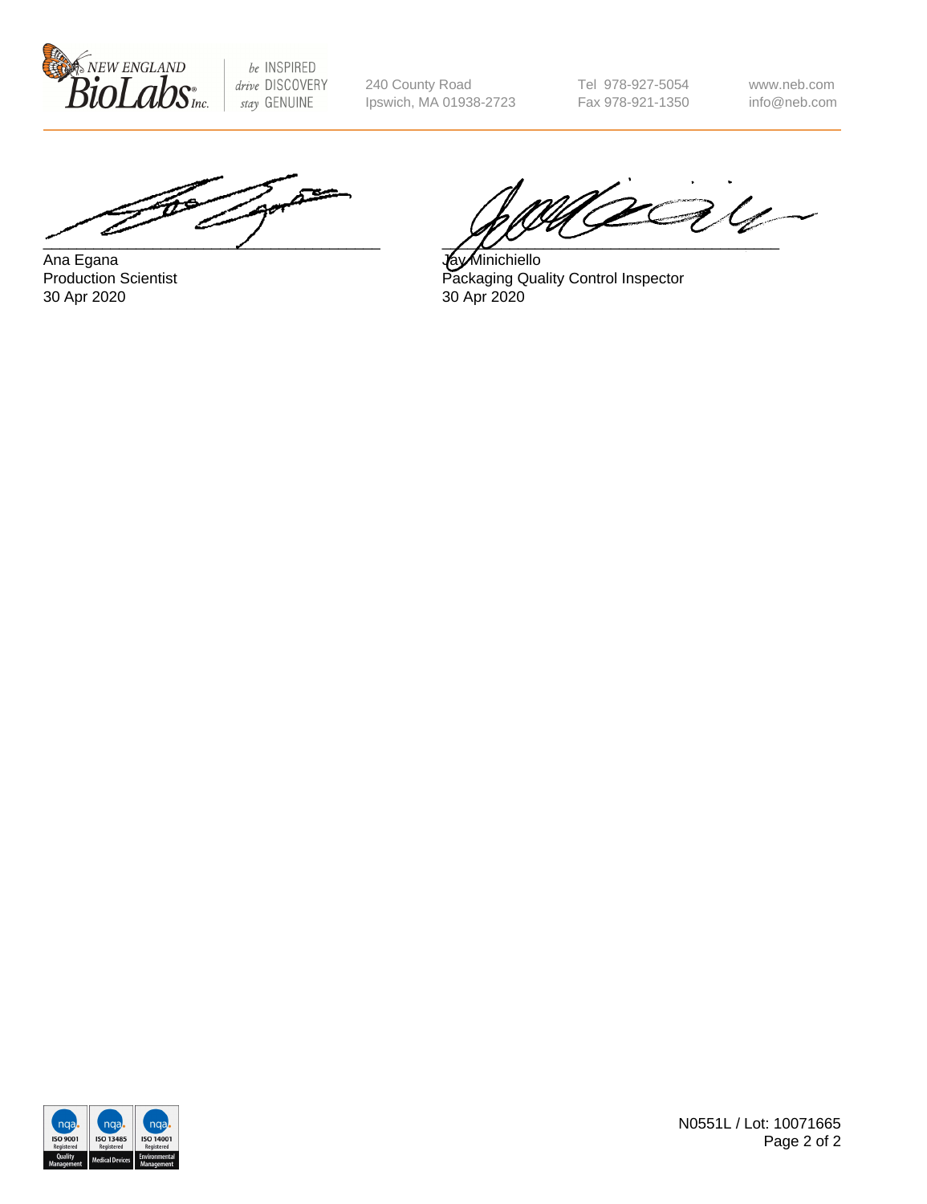240 County Road
Ipswich, MA 01938-2723

Tel 978-927-5054
Fax 978-921-1350

www.neb.com
info@neb.com

Ana Egana
Production Scientist
30 Apr 2020

Jay Minichiello
Packaging Quality Control Inspector
30 Apr 2020

N0551L / Lot: 10071665